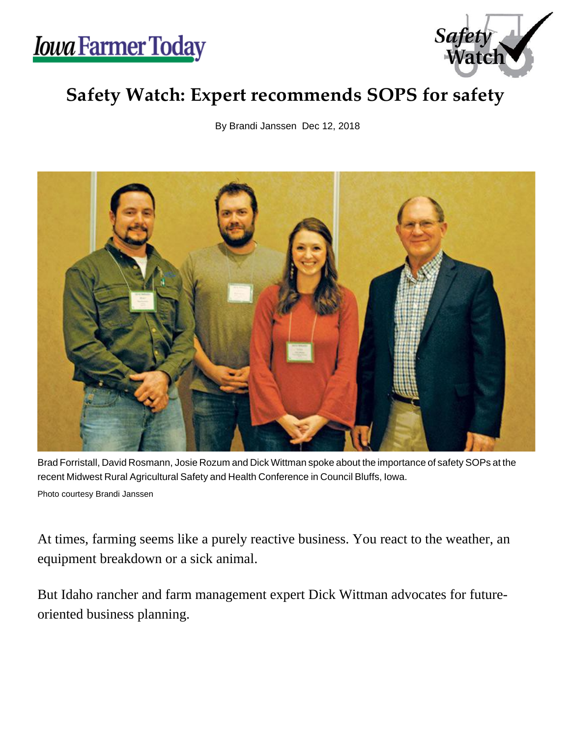# Safety Watch: Expert recommends SOPS for safety

By Brandi Janssen Dec 12, 2018

Brad Forristall, David Rosmann, Josie Rozum and Dick Wittman spoke about the importance of safety SOPs at the recent Midwest Rural Agricultural Safety and Health Conference in Council Bluffs, Iowa.

Photo courtesy Brandi Janssen

At times, farming seems like a purely reactive business. You react to the weather, an equipment breakdown or a sick animal.

But Idaho rancher and farm management expert Dick Wittman advocates for future-oriented business planning.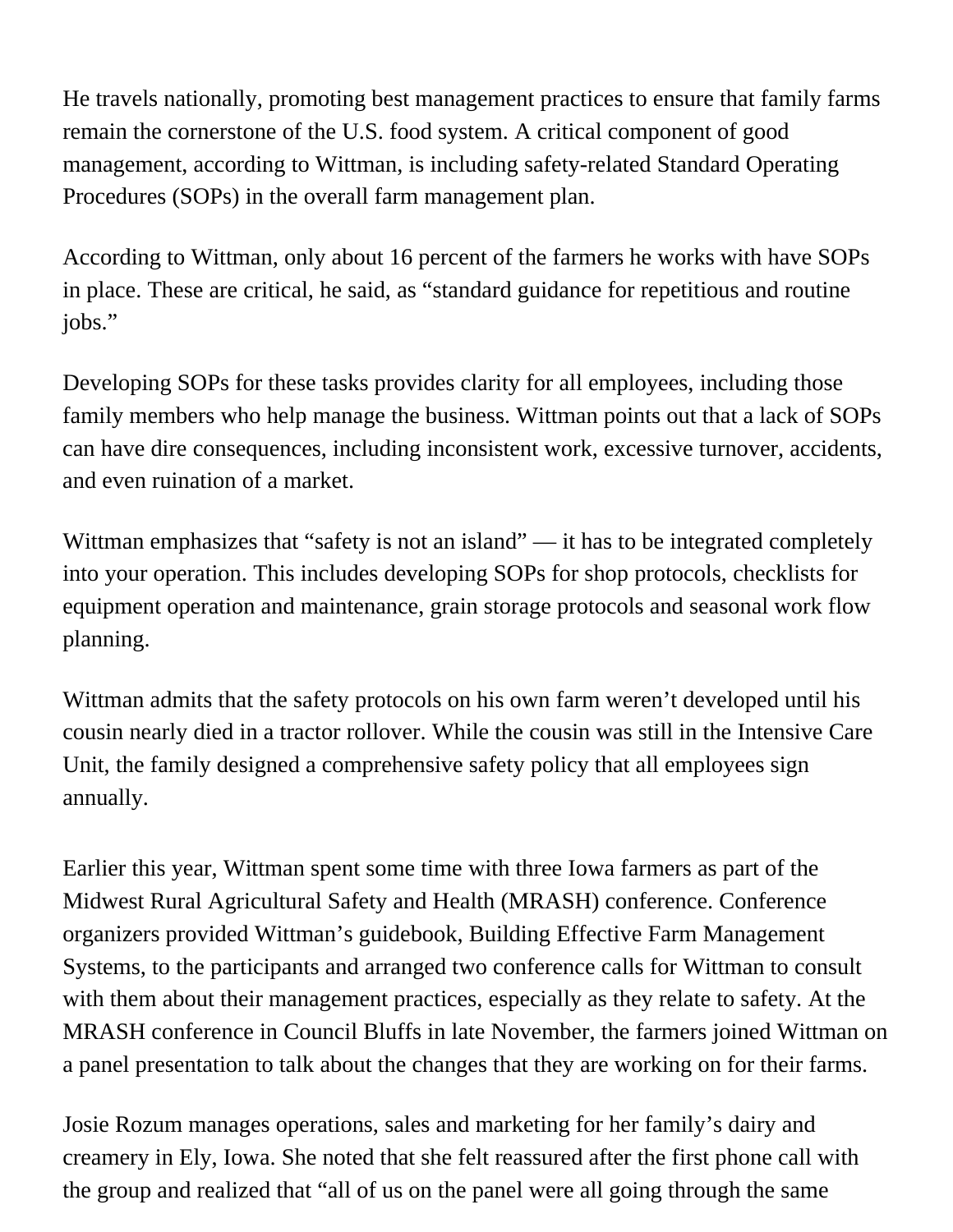He travels nationally, promoting best management practices to ensure that family farms remain the cornerstone of the U.S. food system. A critical component of good management, according to Wittman, is including safety-related Standard Operating Procedures (SOPs) in the overall farm management plan.

According to Wittman, only about 16 percent of the farmers he works with have SOPs in place. These are critical, he said, as "standard guidance for repetitious and routine jobs."

Developing SOPs for these tasks provides clarity for all employees, including those family members who help manage the business. Wittman points out that a lack of SOPs can have dire consequences, including inconsistent work, excessive turnover, accidents, and even ruination of a market.

Wittman emphasizes that "safety is not an island" — it has to be integrated completely into your operation. This includes developing SOPs for shop protocols, checklists for equipment operation and maintenance, grain storage protocols and seasonal work flow planning.

Wittman admits that the safety protocols on his own farm weren't developed until his cousin nearly died in a tractor rollover. While the cousin was still in the Intensive Care Unit, the family designed a comprehensive safety policy that all employees sign annually.

Earlier this year, Wittman spent some time with three Iowa farmers as part of the Midwest Rural Agricultural Safety and Health (MRASH) conference. Conference organizers provided Wittman's guidebook, Building Effective Farm Management Systems, to the participants and arranged two conference calls for Wittman to consult with them about their management practices, especially as they relate to safety. At the MRASH conference in Council Bluffs in late November, the farmers joined Wittman on a panel presentation to talk about the changes that they are working on for their farms.

Josie Rozum manages operations, sales and marketing for her family's dairy and creamery in Ely, Iowa. She noted that she felt reassured after the first phone call with the group and realized that "all of us on the panel were all going through the same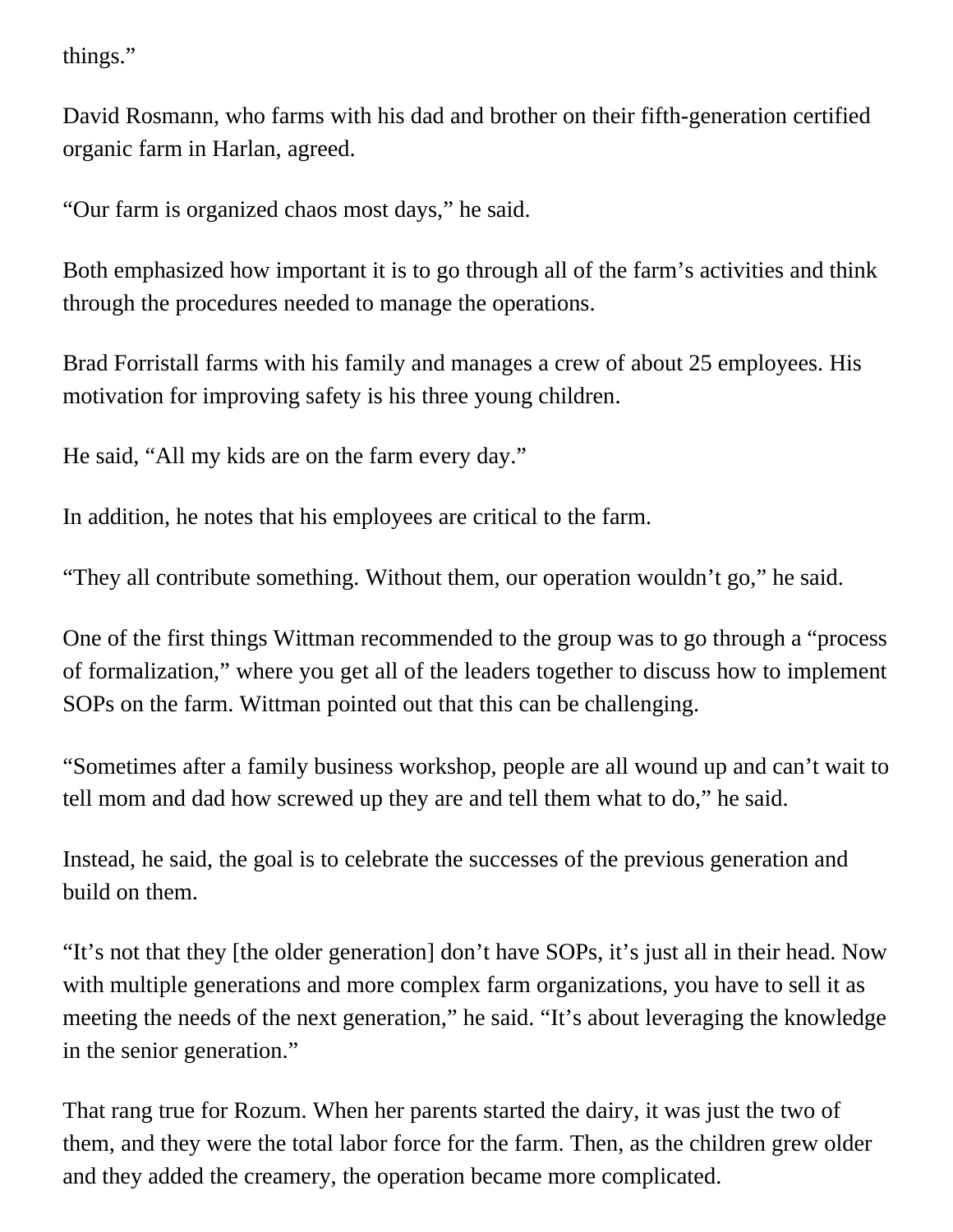things."

David Rosmann, who farms with his dad and brother on their fifth-generation certified organic farm in Harlan, agreed.

"Our farm is organized chaos most days," he said.

Both emphasized how important it is to go through all of the farm's activities and think through the procedures needed to manage the operations.

Brad Forristall farms with his family and manages a crew of about 25 employees. His motivation for improving safety is his three young children.

He said, "All my kids are on the farm every day."

In addition, he notes that his employees are critical to the farm.

"They all contribute something. Without them, our operation wouldn't go," he said.

One of the first things Wittman recommended to the group was to go through a "process of formalization," where you get all of the leaders together to discuss how to implement SOPs on the farm. Wittman pointed out that this can be challenging.

"Sometimes after a family business workshop, people are all wound up and can't wait to tell mom and dad how screwed up they are and tell them what to do," he said.

Instead, he said, the goal is to celebrate the successes of the previous generation and build on them.

"It's not that they [the older generation] don't have SOPs, it's just all in their head. Now with multiple generations and more complex farm organizations, you have to sell it as meeting the needs of the next generation," he said. "It's about leveraging the knowledge in the senior generation."

That rang true for Rozum. When her parents started the dairy, it was just the two of them, and they were the total labor force for the farm. Then, as the children grew older and they added the creamery, the operation became more complicated.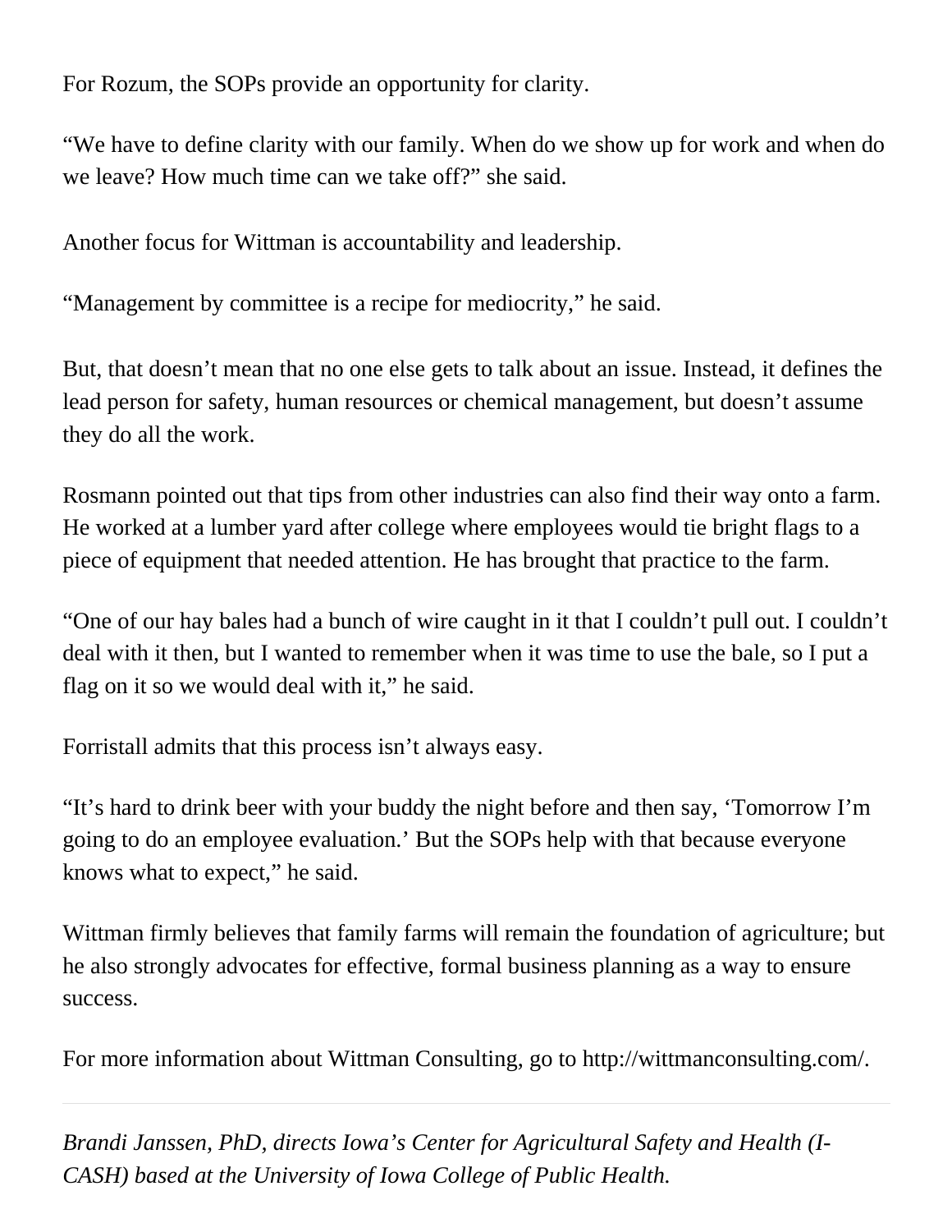For Rozum, the SOPs provide an opportunity for clarity.

"We have to define clarity with our family. When do we show up for work and when do we leave? How much time can we take off?" she said.

Another focus for Wittman is accountability and leadership.

"Management by committee is a recipe for mediocrity," he said.

But, that doesn't mean that no one else gets to talk about an issue. Instead, it defines the lead person for safety, human resources or chemical management, but doesn't assume they do all the work.

Rosmann pointed out that tips from other industries can also find their way onto a farm. He worked at a lumber yard after college where employees would tie bright flags to a piece of equipment that needed attention. He has brought that practice to the farm.

"One of our hay bales had a bunch of wire caught in it that I couldn't pull out. I couldn't deal with it then, but I wanted to remember when it was time to use the bale, so I put a flag on it so we would deal with it," he said.

Forristall admits that this process isn't always easy.

"It's hard to drink beer with your buddy the night before and then say, 'Tomorrow I'm going to do an employee evaluation.' But the SOPs help with that because everyone knows what to expect," he said.

Wittman firmly believes that family farms will remain the foundation of agriculture; but he also strongly advocates for effective, formal business planning as a way to ensure success.

For more information about Wittman Consulting, go to http://wittmanconsulting.com/.

---

*Brandi Janssen, PhD, directs Iowa's Center for Agricultural Safety and Health (I-CASH) based at the University of Iowa College of Public Health.*